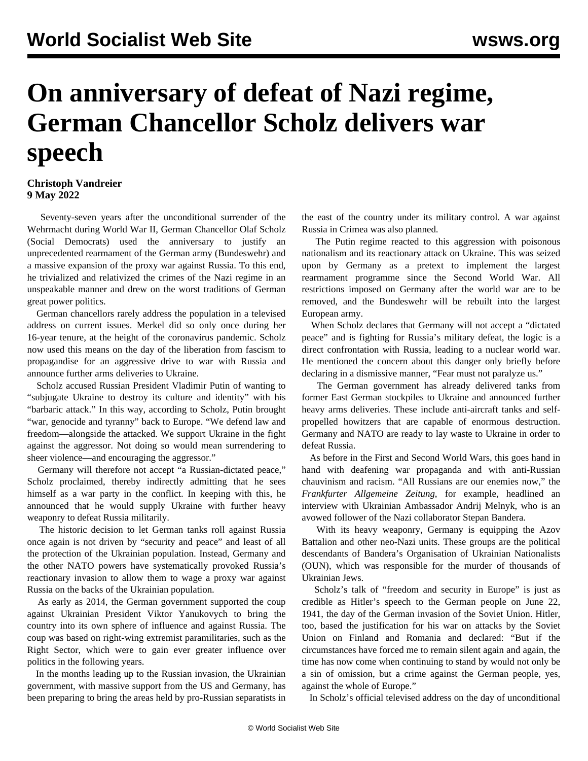# On anniversary of defeat of Nazi regime, German Chancellor Scholz delivers war speech

**Christoph Vandreier**
**9 May 2022**

Seventy-seven years after the unconditional surrender of the Wehrmacht during World War II, German Chancellor Olaf Scholz (Social Democrats) used the anniversary to justify an unprecedented rearmament of the German army (Bundeswehr) and a massive expansion of the proxy war against Russia. To this end, he trivialized and relativized the crimes of the Nazi regime in an unspeakable manner and drew on the worst traditions of German great power politics.

German chancellors rarely address the population in a televised address on current issues. Merkel did so only once during her 16-year tenure, at the height of the coronavirus pandemic. Scholz now used this means on the day of the liberation from fascism to propagandise for an aggressive drive to war with Russia and announce further arms deliveries to Ukraine.

Scholz accused Russian President Vladimir Putin of wanting to "subjugate Ukraine to destroy its culture and identity" with his "barbaric attack." In this way, according to Scholz, Putin brought "war, genocide and tyranny" back to Europe. "We defend law and freedom—alongside the attacked. We support Ukraine in the fight against the aggressor. Not doing so would mean surrendering to sheer violence—and encouraging the aggressor."

Germany will therefore not accept "a Russian-dictated peace," Scholz proclaimed, thereby indirectly admitting that he sees himself as a war party in the conflict. In keeping with this, he announced that he would supply Ukraine with further heavy weaponry to defeat Russia militarily.

The historic decision to let German tanks roll against Russia once again is not driven by "security and peace" and least of all the protection of the Ukrainian population. Instead, Germany and the other NATO powers have systematically provoked Russia's reactionary invasion to allow them to wage a proxy war against Russia on the backs of the Ukrainian population.

As early as 2014, the German government supported the coup against Ukrainian President Viktor Yanukovych to bring the country into its own sphere of influence and against Russia. The coup was based on right-wing extremist paramilitaries, such as the Right Sector, which were to gain ever greater influence over politics in the following years.

In the months leading up to the Russian invasion, the Ukrainian government, with massive support from the US and Germany, has been preparing to bring the areas held by pro-Russian separatists in the east of the country under its military control. A war against Russia in Crimea was also planned.

The Putin regime reacted to this aggression with poisonous nationalism and its reactionary attack on Ukraine. This was seized upon by Germany as a pretext to implement the largest rearmament programme since the Second World War. All restrictions imposed on Germany after the world war are to be removed, and the Bundeswehr will be rebuilt into the largest European army.

When Scholz declares that Germany will not accept a "dictated peace" and is fighting for Russia's military defeat, the logic is a direct confrontation with Russia, leading to a nuclear world war. He mentioned the concern about this danger only briefly before declaring in a dismissive manner, "Fear must not paralyze us."

The German government has already delivered tanks from former East German stockpiles to Ukraine and announced further heavy arms deliveries. These include anti-aircraft tanks and self-propelled howitzers that are capable of enormous destruction. Germany and NATO are ready to lay waste to Ukraine in order to defeat Russia.

As before in the First and Second World Wars, this goes hand in hand with deafening war propaganda and with anti-Russian chauvinism and racism. "All Russians are our enemies now," the *Frankfurter Allgemeine Zeitung*, for example, headlined an interview with Ukrainian Ambassador Andrij Melnyk, who is an avowed follower of the Nazi collaborator Stepan Bandera.

With its heavy weaponry, Germany is equipping the Azov Battalion and other neo-Nazi units. These groups are the political descendants of Bandera's Organisation of Ukrainian Nationalists (OUN), which was responsible for the murder of thousands of Ukrainian Jews.

Scholz's talk of "freedom and security in Europe" is just as credible as Hitler's speech to the German people on June 22, 1941, the day of the German invasion of the Soviet Union. Hitler, too, based the justification for his war on attacks by the Soviet Union on Finland and Romania and declared: "But if the circumstances have forced me to remain silent again and again, the time has now come when continuing to stand by would not only be a sin of omission, but a crime against the German people, yes, against the whole of Europe."

In Scholz's official televised address on the day of unconditional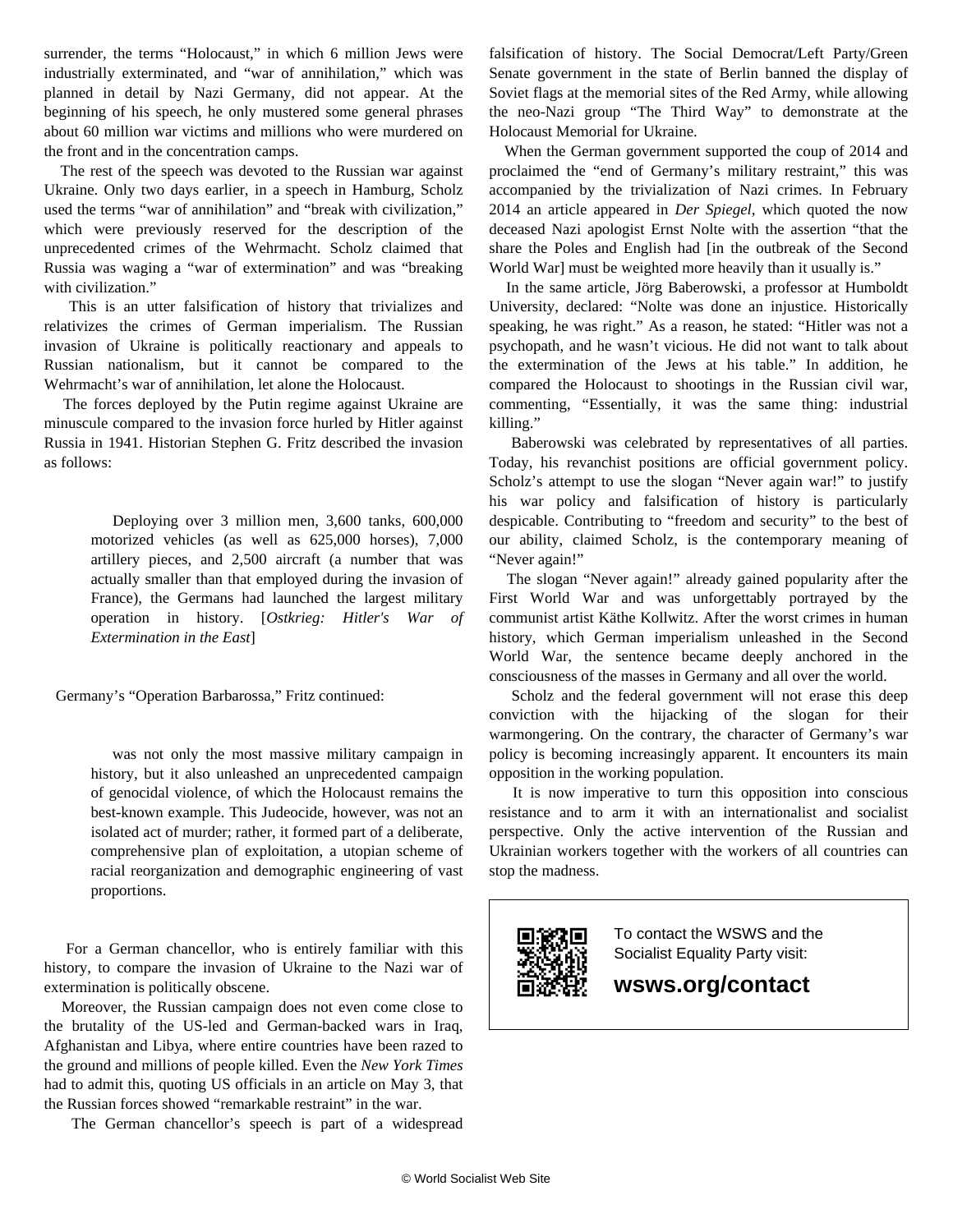surrender, the terms "Holocaust," in which 6 million Jews were industrially exterminated, and "war of annihilation," which was planned in detail by Nazi Germany, did not appear. At the beginning of his speech, he only mustered some general phrases about 60 million war victims and millions who were murdered on the front and in the concentration camps.

The rest of the speech was devoted to the Russian war against Ukraine. Only two days earlier, in a speech in Hamburg, Scholz used the terms "war of annihilation" and "break with civilization," which were previously reserved for the description of the unprecedented crimes of the Wehrmacht. Scholz claimed that Russia was waging a "war of extermination" and was "breaking with civilization."

This is an utter falsification of history that trivializes and relativizes the crimes of German imperialism. The Russian invasion of Ukraine is politically reactionary and appeals to Russian nationalism, but it cannot be compared to the Wehrmacht's war of annihilation, let alone the Holocaust.

The forces deployed by the Putin regime against Ukraine are minuscule compared to the invasion force hurled by Hitler against Russia in 1941. Historian Stephen G. Fritz described the invasion as follows:

> Deploying over 3 million men, 3,600 tanks, 600,000 motorized vehicles (as well as 625,000 horses), 7,000 artillery pieces, and 2,500 aircraft (a number that was actually smaller than that employed during the invasion of France), the Germans had launched the largest military operation in history. [*Ostkrieg: Hitler's War of Extermination in the East*]

Germany's "Operation Barbarossa," Fritz continued:

> was not only the most massive military campaign in history, but it also unleashed an unprecedented campaign of genocidal violence, of which the Holocaust remains the best-known example. This Judeocide, however, was not an isolated act of murder; rather, it formed part of a deliberate, comprehensive plan of exploitation, a utopian scheme of racial reorganization and demographic engineering of vast proportions.

For a German chancellor, who is entirely familiar with this history, to compare the invasion of Ukraine to the Nazi war of extermination is politically obscene.

Moreover, the Russian campaign does not even come close to the brutality of the US-led and German-backed wars in Iraq, Afghanistan and Libya, where entire countries have been razed to the ground and millions of people killed. Even the *New York Times* had to admit this, quoting US officials in an article on May 3, that the Russian forces showed "remarkable restraint" in the war.

The German chancellor's speech is part of a widespread falsification of history. The Social Democrat/Left Party/Green Senate government in the state of Berlin banned the display of Soviet flags at the memorial sites of the Red Army, while allowing the neo-Nazi group "The Third Way" to demonstrate at the Holocaust Memorial for Ukraine.

When the German government supported the coup of 2014 and proclaimed the "end of Germany's military restraint," this was accompanied by the trivialization of Nazi crimes. In February 2014 an article appeared in *Der Spiegel*, which quoted the now deceased Nazi apologist Ernst Nolte with the assertion "that the share the Poles and English had [in the outbreak of the Second World War] must be weighted more heavily than it usually is."

In the same article, Jörg Baberowski, a professor at Humboldt University, declared: "Nolte was done an injustice. Historically speaking, he was right." As a reason, he stated: "Hitler was not a psychopath, and he wasn't vicious. He did not want to talk about the extermination of the Jews at his table." In addition, he compared the Holocaust to shootings in the Russian civil war, commenting, "Essentially, it was the same thing: industrial killing."

Baberowski was celebrated by representatives of all parties. Today, his revanchist positions are official government policy. Scholz's attempt to use the slogan "Never again war!" to justify his war policy and falsification of history is particularly despicable. Contributing to "freedom and security" to the best of our ability, claimed Scholz, is the contemporary meaning of "Never again!"

The slogan "Never again!" already gained popularity after the First World War and was unforgettably portrayed by the communist artist Käthe Kollwitz. After the worst crimes in human history, which German imperialism unleashed in the Second World War, the sentence became deeply anchored in the consciousness of the masses in Germany and all over the world.

Scholz and the federal government will not erase this deep conviction with the hijacking of the slogan for their warmongering. On the contrary, the character of Germany's war policy is becoming increasingly apparent. It encounters its main opposition in the working population.

It is now imperative to turn this opposition into conscious resistance and to arm it with an internationalist and socialist perspective. Only the active intervention of the Russian and Ukrainian workers together with the workers of all countries can stop the madness.

To contact the WSWS and the Socialist Equality Party visit:

**wsws.org/contact**